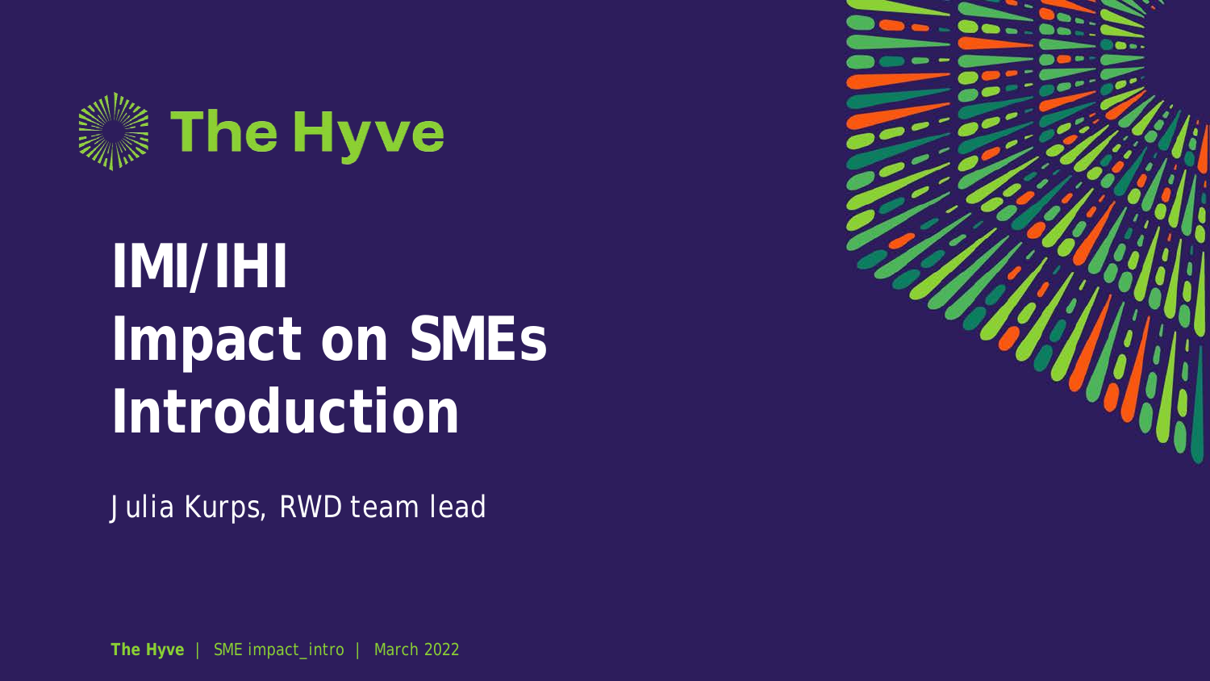The Hyve

# IMI/IHI
# Impact on SMEs
# Introduction

Julia Kurps, RWD team lead

**The Hyve** | SME impact_intro | March 2022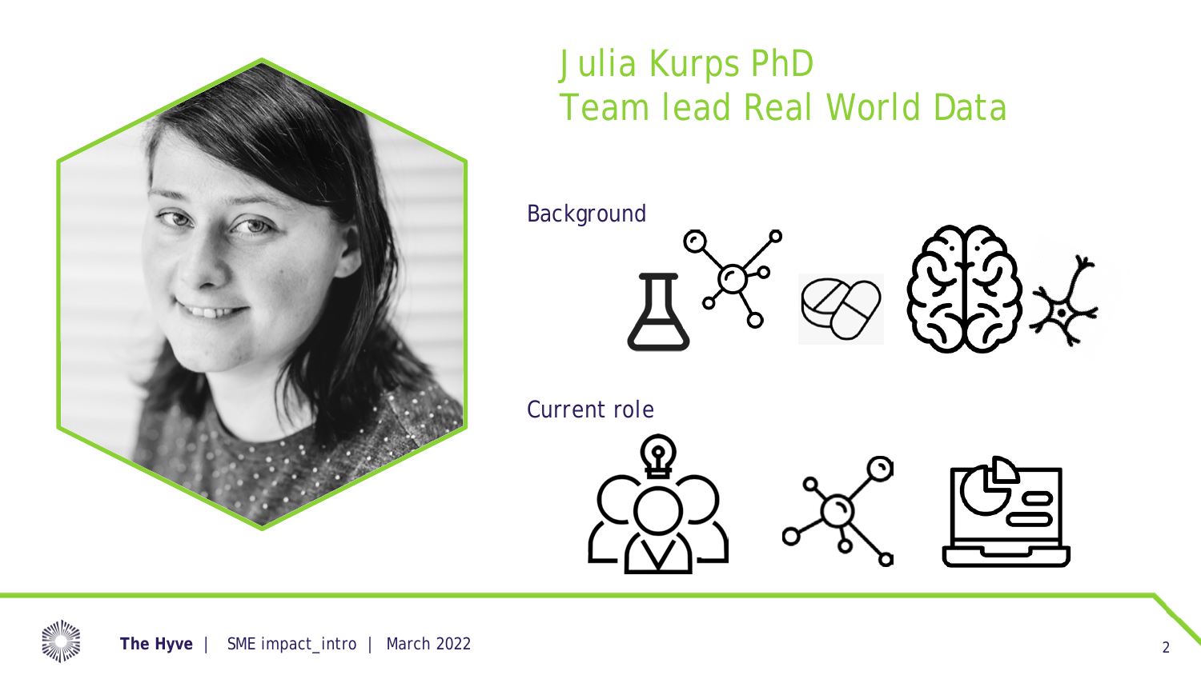# Julia Kurps PhD
# Team lead Real World Data

Background

Current role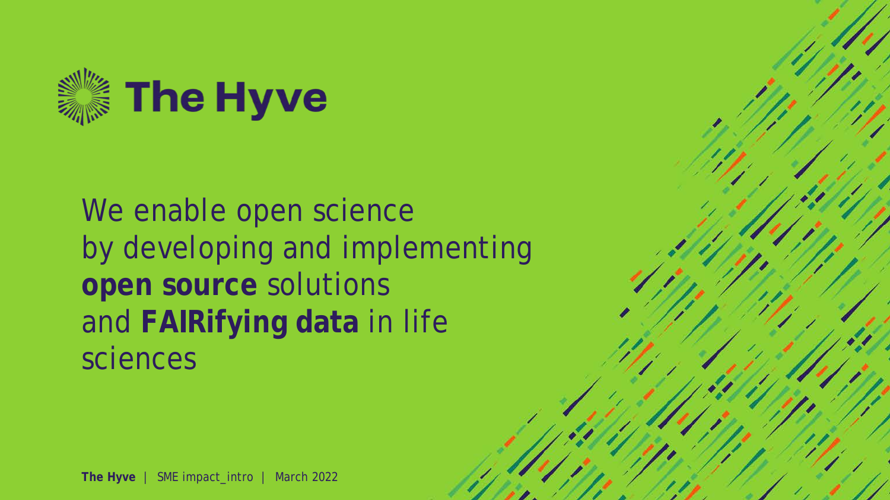# The Hyve

We enable open science by developing and implementing **open source** solutions and **FAIRifying data** in life sciences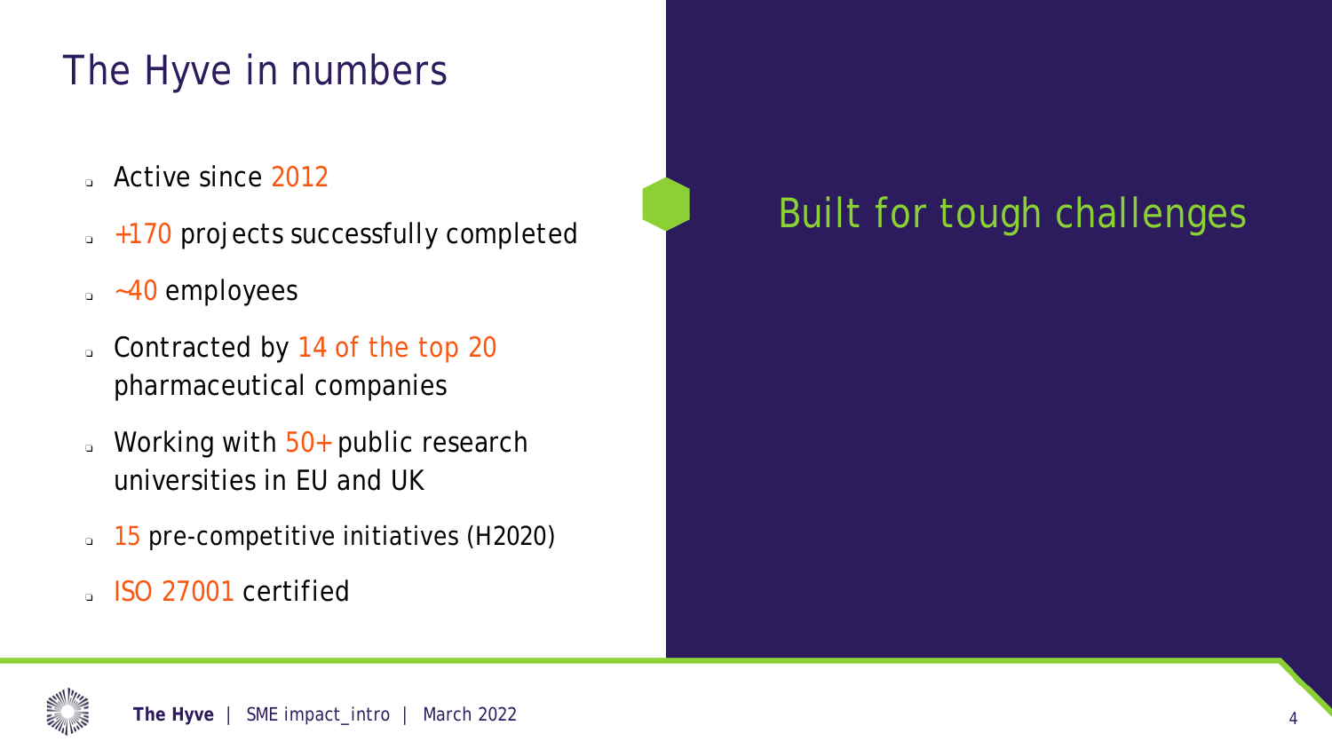# The Hyve in numbers

- Active since 2012
- +170 projects successfully completed
- ~40 employees
- Contracted by 14 of the top 20 pharmaceutical companies
- Working with 50+ public research universities in EU and UK
- 15 pre-competitive initiatives (H2020)
- ISO 27001 certified

Built for tough challenges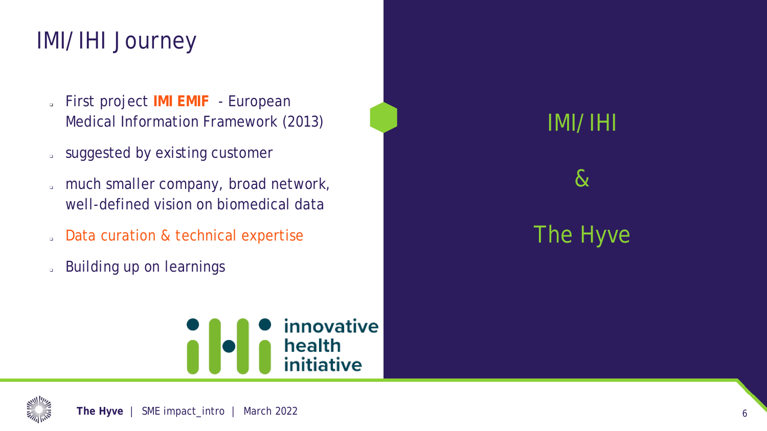# IMI/IHI Journey

- First project **IMI EMIF** - European Medical Information Framework (2013)
- suggested by existing customer
- much smaller company, broad network, well-defined vision on biomedical data
- Data curation & technical expertise
- Building up on learnings

innovative health initiative

IMI/IHI

&

The Hyve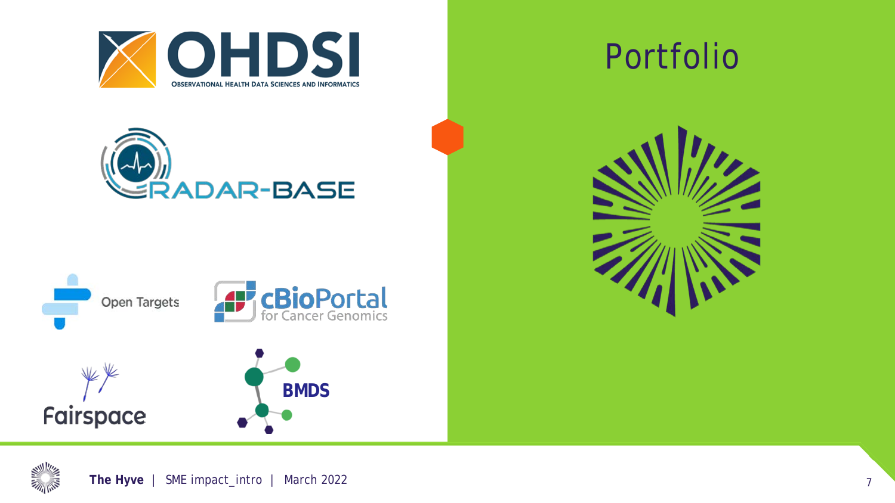# Portfolio

OHDSI
OBSERVATIONAL HEALTH DATA SCIENCES AND INFORMATICS

RADAR-BASE

Open Targets

cBioPortal for Cancer Genomics

Fairspace

BMDS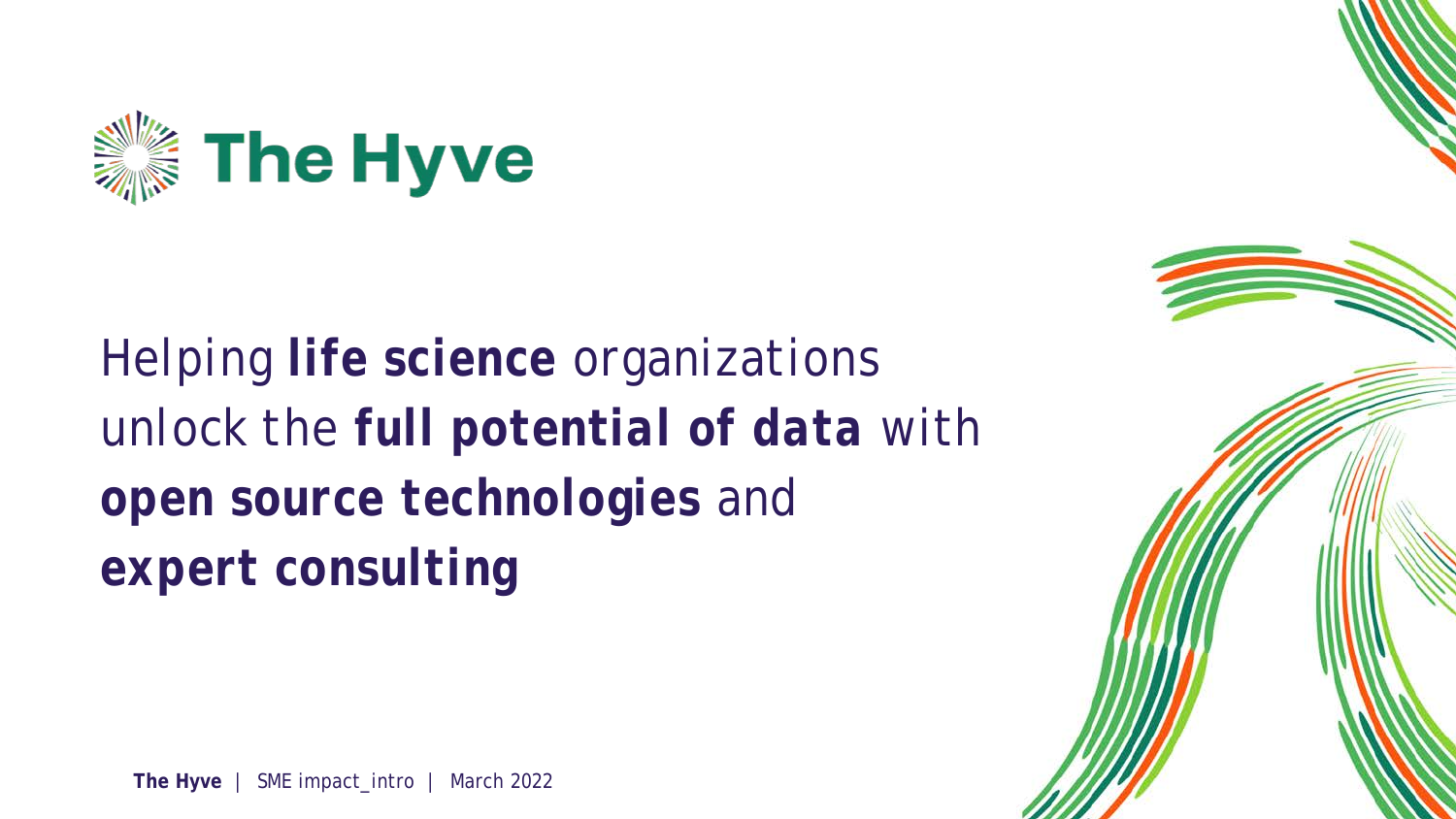# The Hyve

Helping **life science** organizations unlock the **full potential of data** with **open source technologies** and **expert consulting**

**The Hyve** | SME impact_intro | March 2022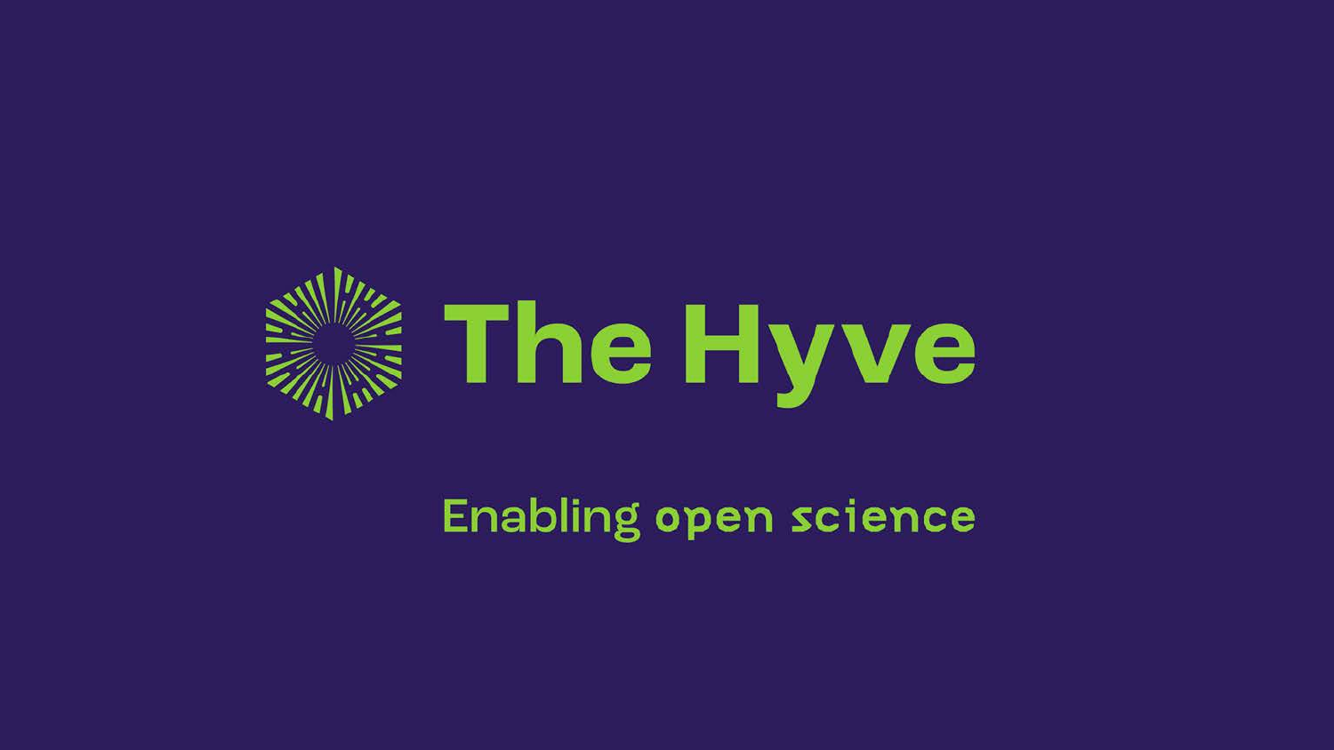# The Hyve

Enabling open science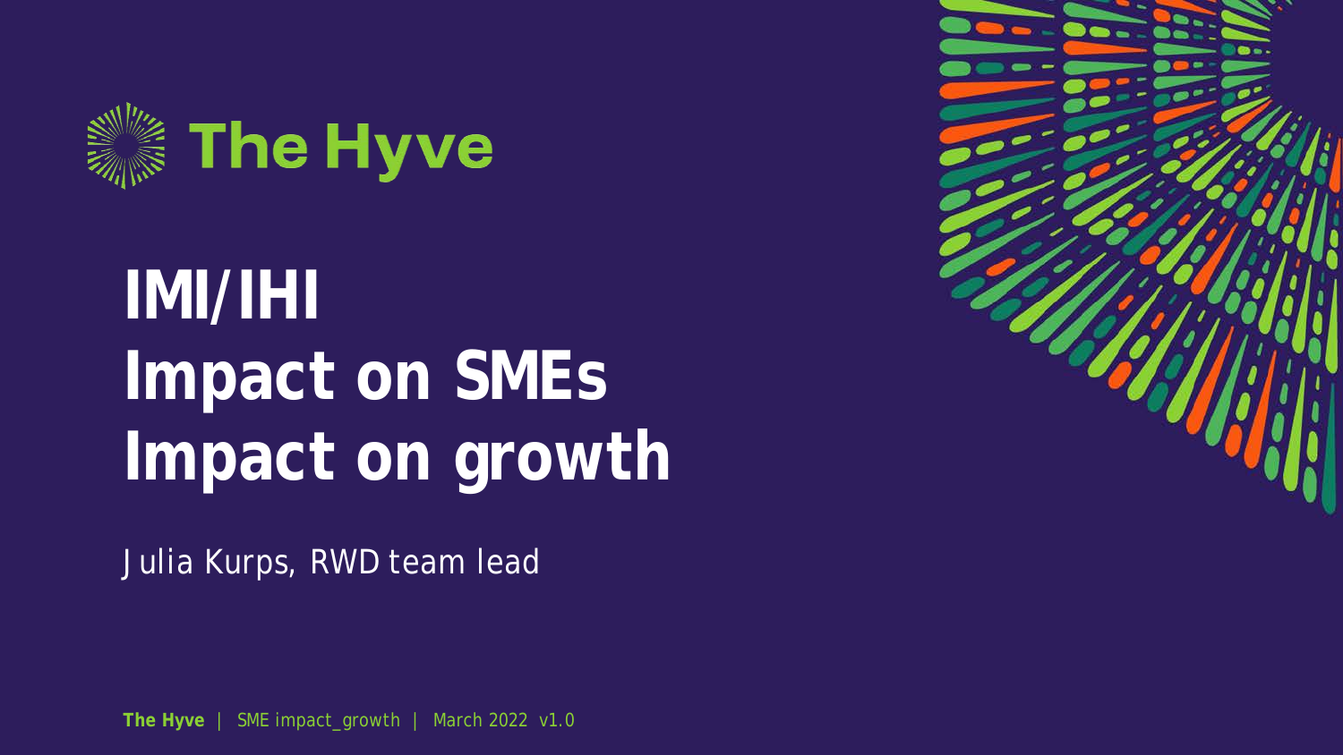The Hyve

# IMI/IHI
# Impact on SMEs
# Impact on growth

Julia Kurps, RWD team lead

**The Hyve** | SME impact_growth | March 2022 v1.0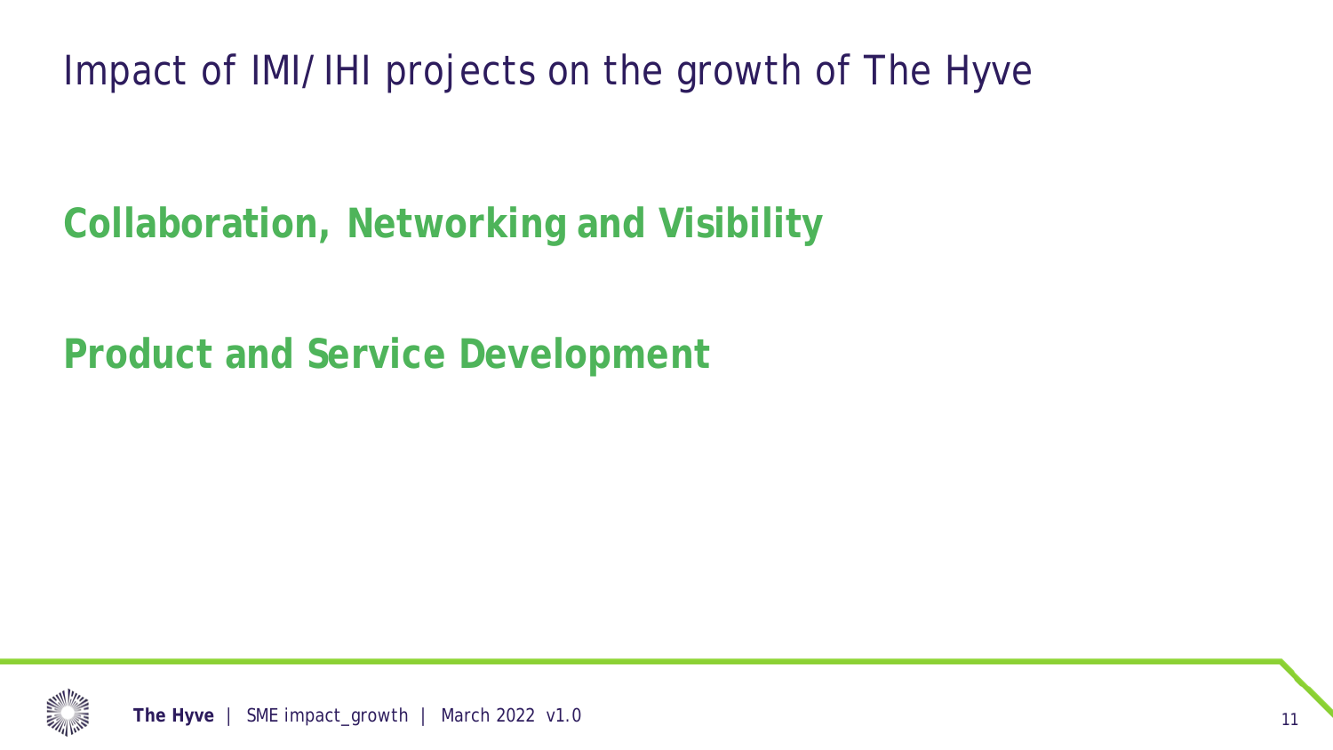# Impact of IMI/IHI projects on the growth of The Hyve

## Collaboration, Networking and Visibility

## Product and Service Development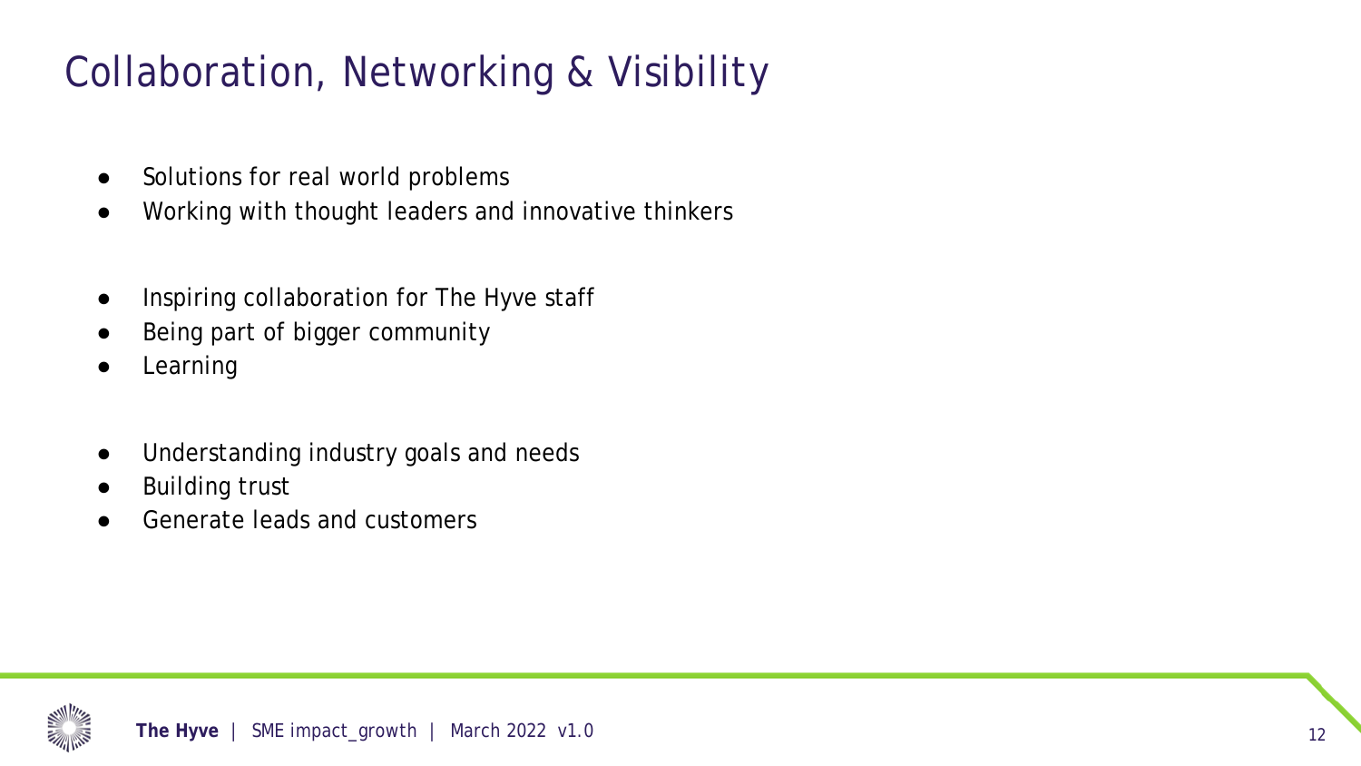# Collaboration, Networking & Visibility

- Solutions for real world problems
- Working with thought leaders and innovative thinkers

- Inspiring collaboration for The Hyve staff
- Being part of bigger community
- Learning

- Understanding industry goals and needs
- Building trust
- Generate leads and customers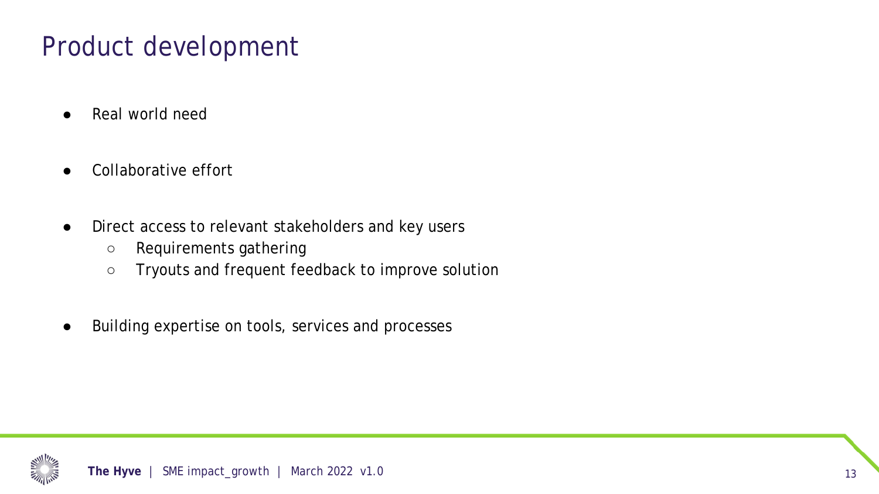# Product development

- Real world need
- Collaborative effort
- Direct access to relevant stakeholders and key users
  - Requirements gathering
  - Tryouts and frequent feedback to improve solution
- Building expertise on tools, services and processes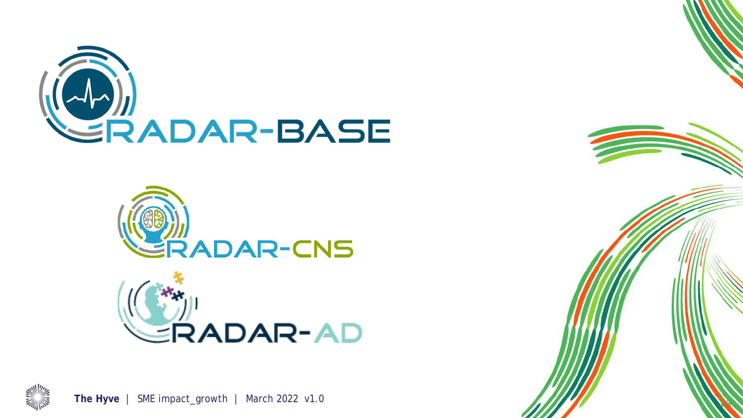RADAR-BASE

RADAR-CNS

RADAR-AD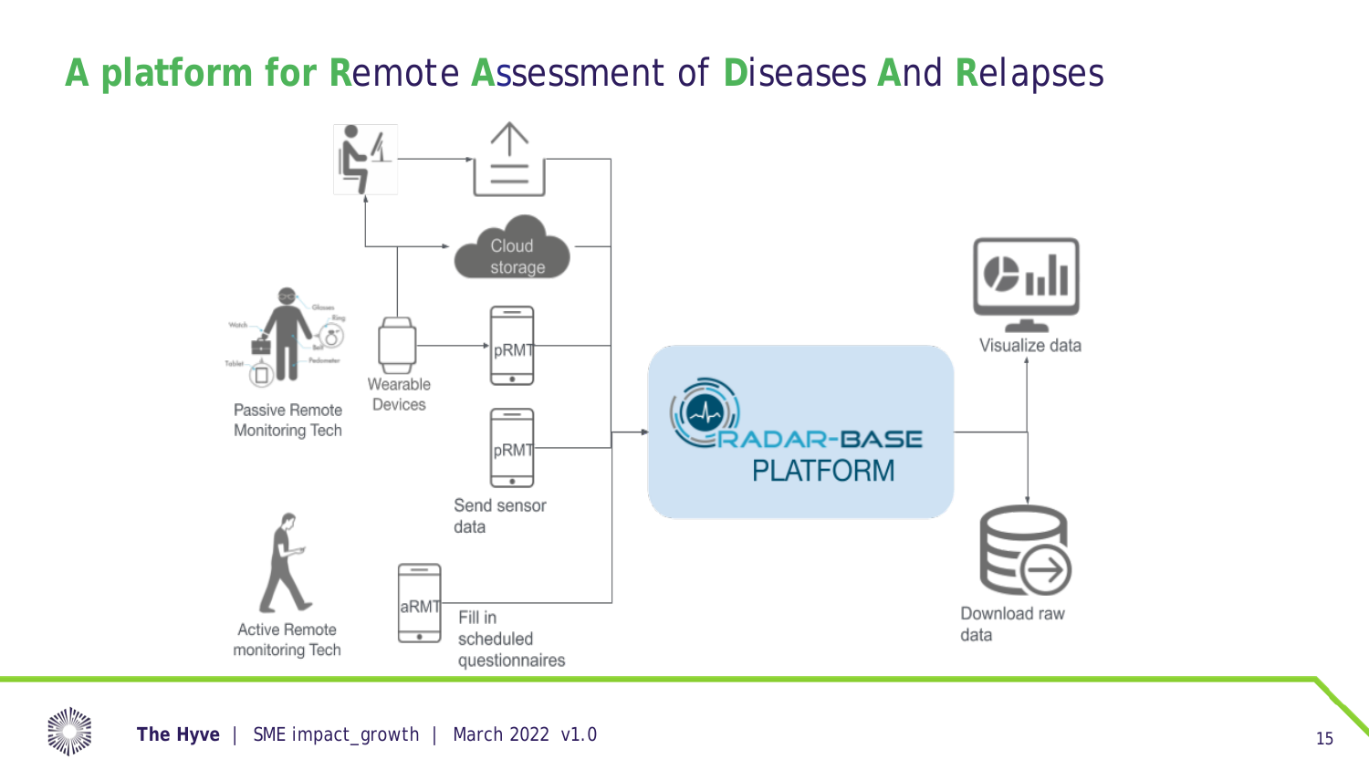# A platform for Remote Assessment of Diseases And Relapses

Cloud storage

Passive Remote Monitoring Tech

Wearable Devices

pRMT

pRMT

Send sensor data

RADAR-BASE PLATFORM

Visualize data

Download raw data

Active Remote monitoring Tech

aRMT

Fill in scheduled questionnaires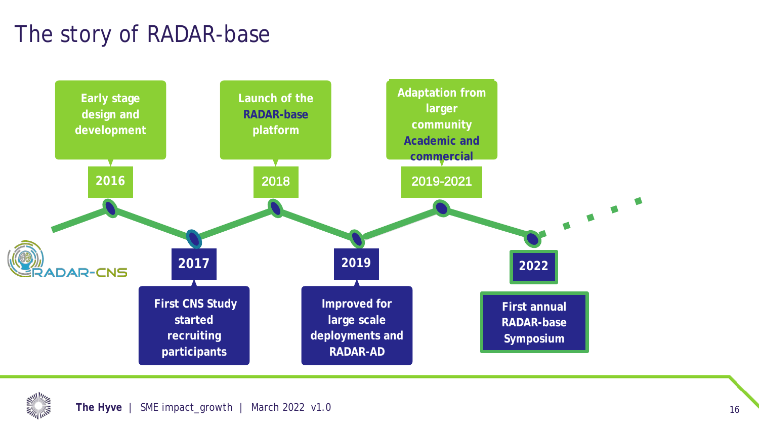# The story of RADAR-base

- **2016** — Early stage design and development
- **2017** — First CNS Study started recruiting participants
- **2018** — Launch of the **RADAR-base** platform
- **2019** — Improved for large scale deployments and RADAR-AD
- **2019-2021** — Adaptation from larger community **Academic and commercial**
- **2022** — First annual RADAR-base Symposium

RADAR-CNS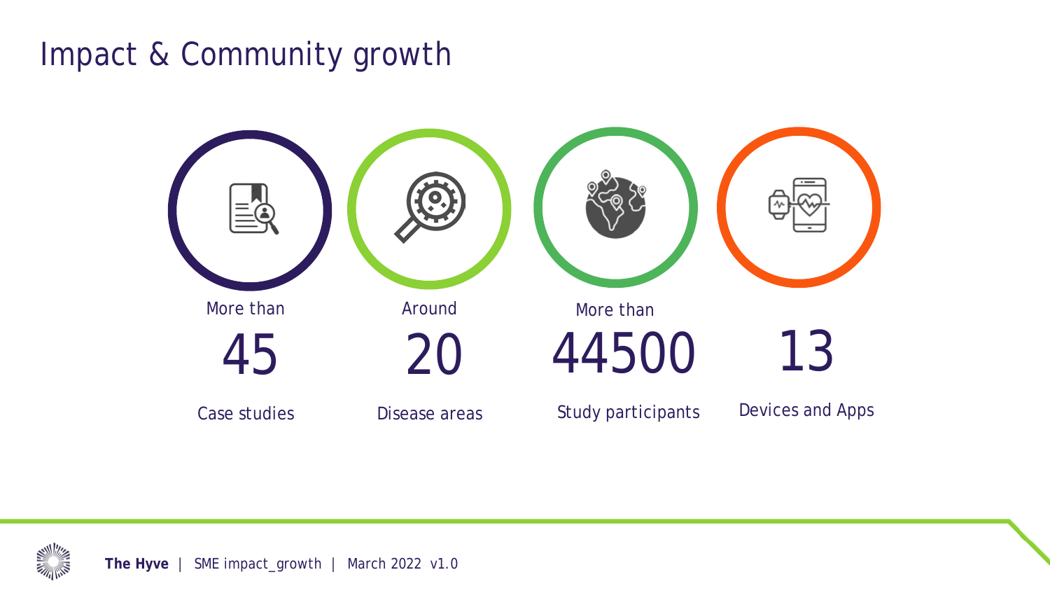# Impact & Community growth

More than
**45**
Case studies

Around
**20**
Disease areas

More than
**44500**
Study participants

**13**
Devices and Apps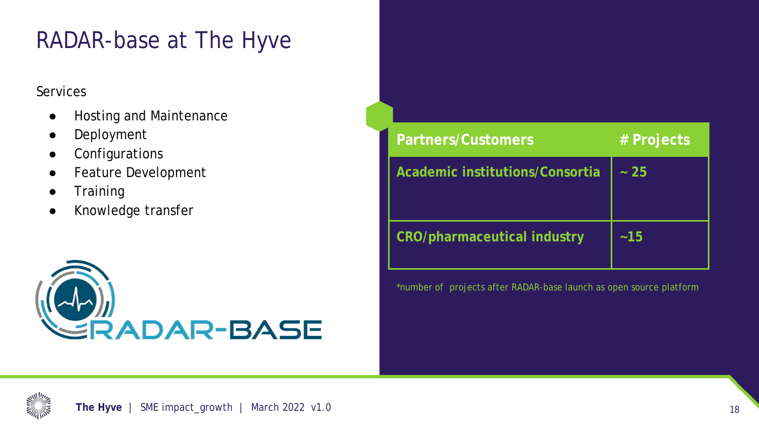# RADAR-base at The Hyve

Services

- Hosting and Maintenance
- Deployment
- Configurations
- Feature Development
- Training
- Knowledge transfer

| Partners/Customers | # Projects |
|---|---|
| Academic institutions/Consortia | ~ 25 |
| CRO/pharmaceutical industry | ~15 |

*number of projects after RADAR-base launch as open source platform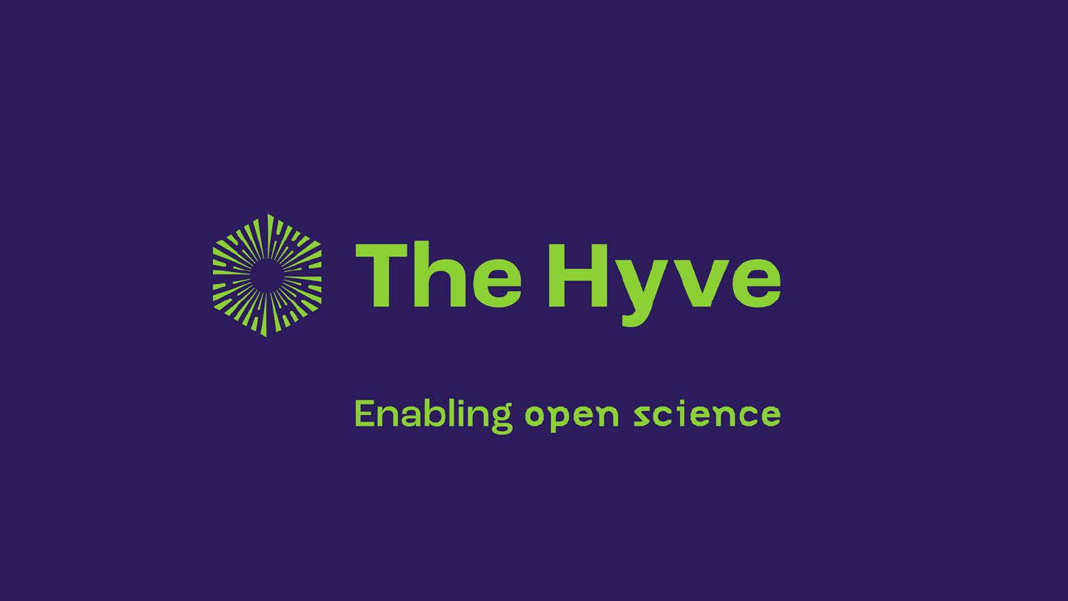# The Hyve

Enabling open science